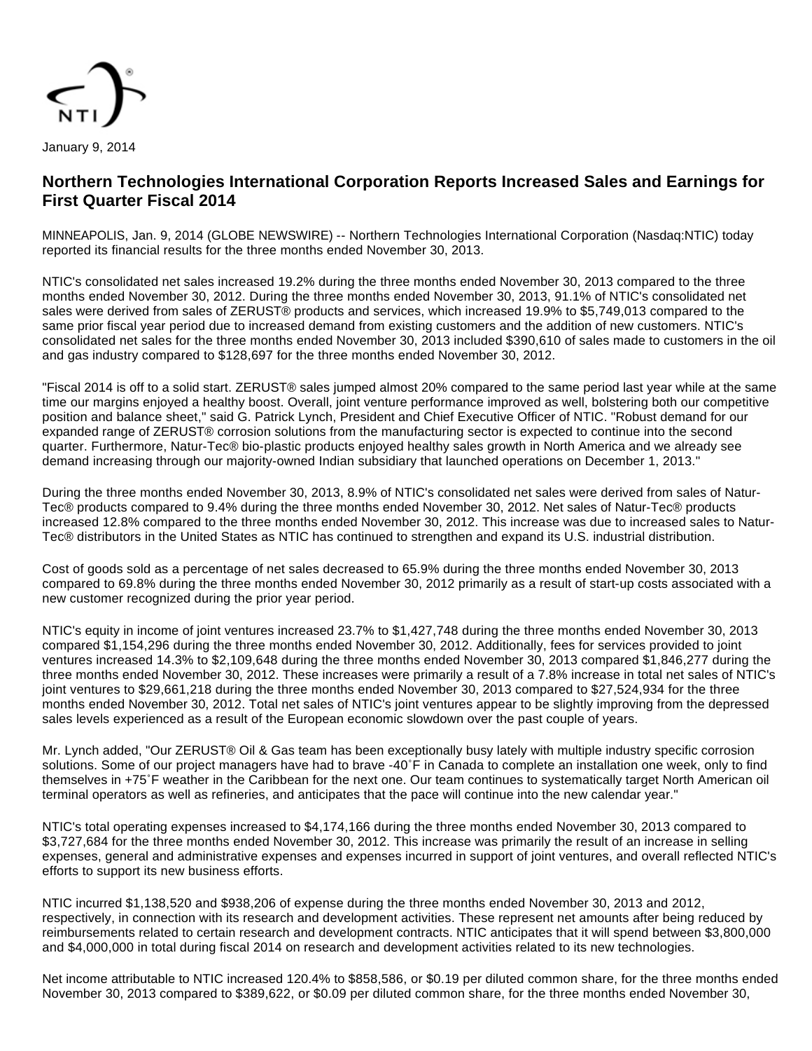January 9, 2014

# Northern Technologies International Corporation Reports Increased Sales and Earnings for First Quarter Fiscal 2014

MINNEAPOLIS, Jan. 9, 2014 (GLOBE NEWSWIRE) -- Northern Technologies International Corporation (Nasdaq:NTIC) today reported its financial results for the three months ended November 30, 2013.

NTIC's consolidated net sales increased 19.2% during the three months ended November 30, 2013 compared to the three months ended November 30, 2012. During the three months ended November 30, 2013, 91.1% of NTIC's consolidated net sales were derived from sales of ZERUST® products and services, which increased 19.9% to $5,749,013 compared to the same prior fiscal year period due to increased demand from existing customers and the addition of new customers. NTIC's consolidated net sales for the three months ended November 30, 2013 included $390,610 of sales made to customers in the oil and gas industry compared to $128,697 for the three months ended November 30, 2012.

"Fiscal 2014 is off to a solid start. ZERUST® sales jumped almost 20% compared to the same period last year while at the same time our margins enjoyed a healthy boost. Overall, joint venture performance improved as well, bolstering both our competitive position and balance sheet," said G. Patrick Lynch, President and Chief Executive Officer of NTIC. "Robust demand for our expanded range of ZERUST® corrosion solutions from the manufacturing sector is expected to continue into the second quarter. Furthermore, Natur-Tec® bio-plastic products enjoyed healthy sales growth in North America and we already see demand increasing through our majority-owned Indian subsidiary that launched operations on December 1, 2013."

During the three months ended November 30, 2013, 8.9% of NTIC's consolidated net sales were derived from sales of Natur-Tec® products compared to 9.4% during the three months ended November 30, 2012. Net sales of Natur-Tec® products increased 12.8% compared to the three months ended November 30, 2012. This increase was due to increased sales to Natur-Tec® distributors in the United States as NTIC has continued to strengthen and expand its U.S. industrial distribution.

Cost of goods sold as a percentage of net sales decreased to 65.9% during the three months ended November 30, 2013 compared to 69.8% during the three months ended November 30, 2012 primarily as a result of start-up costs associated with a new customer recognized during the prior year period.

NTIC's equity in income of joint ventures increased 23.7% to $1,427,748 during the three months ended November 30, 2013 compared $1,154,296 during the three months ended November 30, 2012. Additionally, fees for services provided to joint ventures increased 14.3% to $2,109,648 during the three months ended November 30, 2013 compared $1,846,277 during the three months ended November 30, 2012. These increases were primarily a result of a 7.8% increase in total net sales of NTIC's joint ventures to $29,661,218 during the three months ended November 30, 2013 compared to $27,524,934 for the three months ended November 30, 2012. Total net sales of NTIC's joint ventures appear to be slightly improving from the depressed sales levels experienced as a result of the European economic slowdown over the past couple of years.

Mr. Lynch added, "Our ZERUST® Oil & Gas team has been exceptionally busy lately with multiple industry specific corrosion solutions. Some of our project managers have had to brave -40˚F in Canada to complete an installation one week, only to find themselves in +75˚F weather in the Caribbean for the next one. Our team continues to systematically target North American oil terminal operators as well as refineries, and anticipates that the pace will continue into the new calendar year."

NTIC's total operating expenses increased to $4,174,166 during the three months ended November 30, 2013 compared to $3,727,684 for the three months ended November 30, 2012. This increase was primarily the result of an increase in selling expenses, general and administrative expenses and expenses incurred in support of joint ventures, and overall reflected NTIC's efforts to support its new business efforts.

NTIC incurred $1,138,520 and $938,206 of expense during the three months ended November 30, 2013 and 2012, respectively, in connection with its research and development activities. These represent net amounts after being reduced by reimbursements related to certain research and development contracts. NTIC anticipates that it will spend between $3,800,000 and $4,000,000 in total during fiscal 2014 on research and development activities related to its new technologies.

Net income attributable to NTIC increased 120.4% to $858,586, or $0.19 per diluted common share, for the three months ended November 30, 2013 compared to $389,622, or $0.09 per diluted common share, for the three months ended November 30,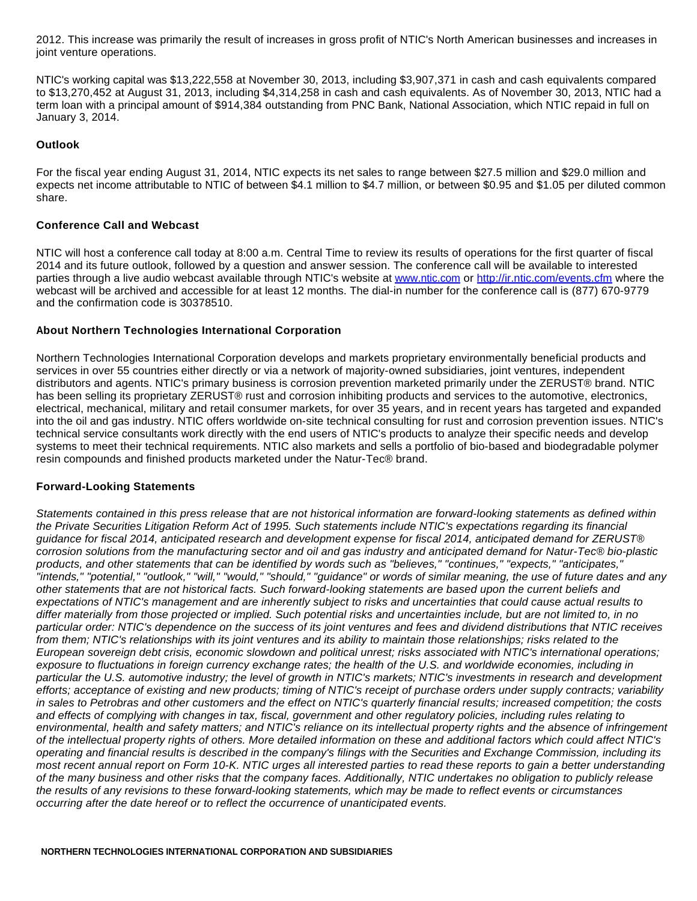2012. This increase was primarily the result of increases in gross profit of NTIC's North American businesses and increases in joint venture operations.

NTIC's working capital was $13,222,558 at November 30, 2013, including $3,907,371 in cash and cash equivalents compared to $13,270,452 at August 31, 2013, including $4,314,258 in cash and cash equivalents. As of November 30, 2013, NTIC had a term loan with a principal amount of $914,384 outstanding from PNC Bank, National Association, which NTIC repaid in full on January 3, 2014.

**Outlook**

For the fiscal year ending August 31, 2014, NTIC expects its net sales to range between $27.5 million and $29.0 million and expects net income attributable to NTIC of between $4.1 million to $4.7 million, or between $0.95 and $1.05 per diluted common share.

**Conference Call and Webcast**

NTIC will host a conference call today at 8:00 a.m. Central Time to review its results of operations for the first quarter of fiscal 2014 and its future outlook, followed by a question and answer session. The conference call will be available to interested parties through a live audio webcast available through NTIC's website at www.ntic.com or http://ir.ntic.com/events.cfm where the webcast will be archived and accessible for at least 12 months. The dial-in number for the conference call is (877) 670-9779 and the confirmation code is 30378510.

**About Northern Technologies International Corporation**

Northern Technologies International Corporation develops and markets proprietary environmentally beneficial products and services in over 55 countries either directly or via a network of majority-owned subsidiaries, joint ventures, independent distributors and agents. NTIC's primary business is corrosion prevention marketed primarily under the ZERUST® brand. NTIC has been selling its proprietary ZERUST® rust and corrosion inhibiting products and services to the automotive, electronics, electrical, mechanical, military and retail consumer markets, for over 35 years, and in recent years has targeted and expanded into the oil and gas industry. NTIC offers worldwide on-site technical consulting for rust and corrosion prevention issues. NTIC's technical service consultants work directly with the end users of NTIC's products to analyze their specific needs and develop systems to meet their technical requirements. NTIC also markets and sells a portfolio of bio-based and biodegradable polymer resin compounds and finished products marketed under the Natur-Tec® brand.

**Forward-Looking Statements**

*Statements contained in this press release that are not historical information are forward-looking statements as defined within the Private Securities Litigation Reform Act of 1995. Such statements include NTIC's expectations regarding its financial guidance for fiscal 2014, anticipated research and development expense for fiscal 2014, anticipated demand for ZERUST® corrosion solutions from the manufacturing sector and oil and gas industry and anticipated demand for Natur-Tec® bio-plastic products, and other statements that can be identified by words such as "believes," "continues," "expects," "anticipates," "intends," "potential," "outlook," "will," "would," "should," "guidance" or words of similar meaning, the use of future dates and any other statements that are not historical facts. Such forward-looking statements are based upon the current beliefs and expectations of NTIC's management and are inherently subject to risks and uncertainties that could cause actual results to differ materially from those projected or implied. Such potential risks and uncertainties include, but are not limited to, in no particular order: NTIC's dependence on the success of its joint ventures and fees and dividend distributions that NTIC receives from them; NTIC's relationships with its joint ventures and its ability to maintain those relationships; risks related to the European sovereign debt crisis, economic slowdown and political unrest; risks associated with NTIC's international operations; exposure to fluctuations in foreign currency exchange rates; the health of the U.S. and worldwide economies, including in particular the U.S. automotive industry; the level of growth in NTIC's markets; NTIC's investments in research and development efforts; acceptance of existing and new products; timing of NTIC's receipt of purchase orders under supply contracts; variability in sales to Petrobras and other customers and the effect on NTIC's quarterly financial results; increased competition; the costs and effects of complying with changes in tax, fiscal, government and other regulatory policies, including rules relating to environmental, health and safety matters; and NTIC's reliance on its intellectual property rights and the absence of infringement of the intellectual property rights of others. More detailed information on these and additional factors which could affect NTIC's operating and financial results is described in the company's filings with the Securities and Exchange Commission, including its most recent annual report on Form 10-K. NTIC urges all interested parties to read these reports to gain a better understanding of the many business and other risks that the company faces. Additionally, NTIC undertakes no obligation to publicly release the results of any revisions to these forward-looking statements, which may be made to reflect events or circumstances occurring after the date hereof or to reflect the occurrence of unanticipated events.*

**NORTHERN TECHNOLOGIES INTERNATIONAL CORPORATION AND SUBSIDIARIES**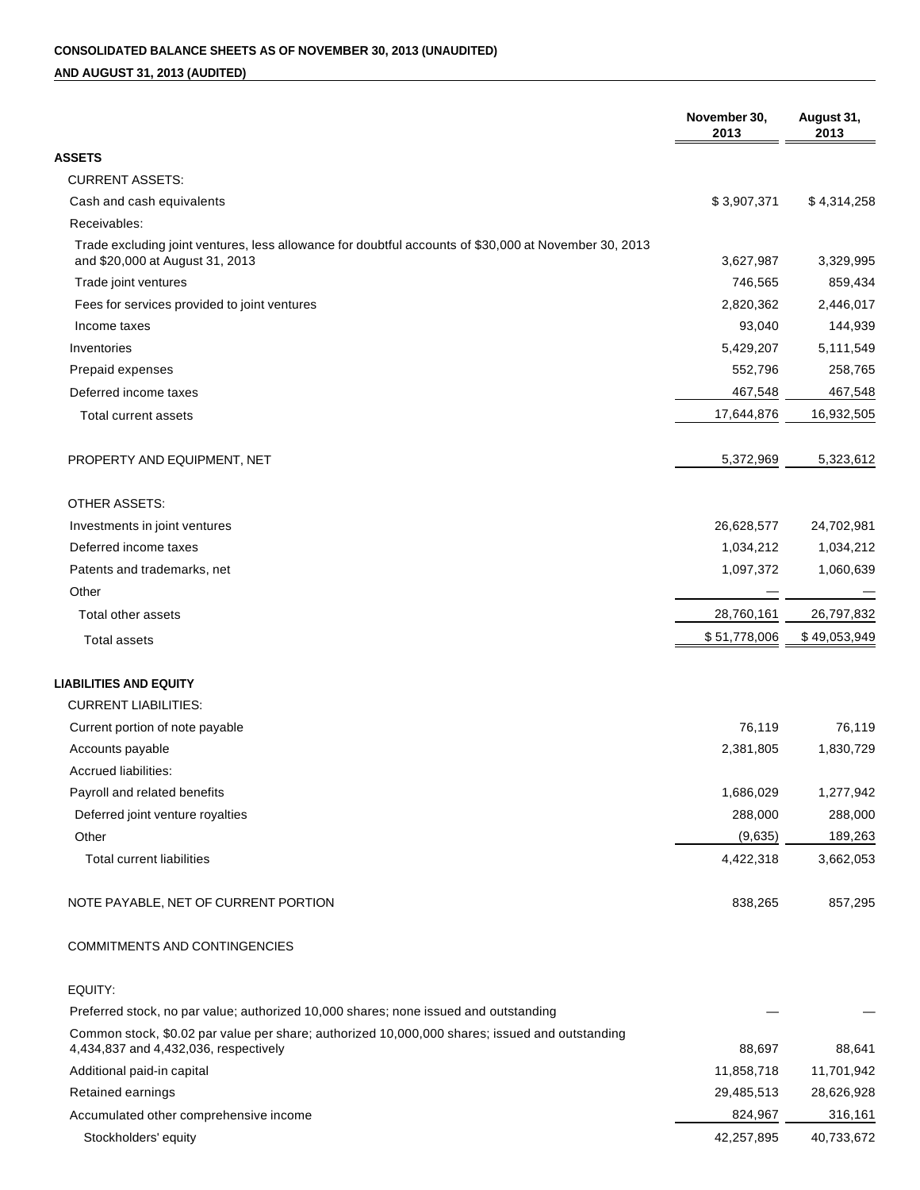**CONSOLIDATED BALANCE SHEETS AS OF NOVEMBER 30, 2013 (UNAUDITED)**

**AND AUGUST 31, 2013 (AUDITED)**

| | November 30, 2013 | August 31, 2013 |
|---|---|---|
| **ASSETS** | | |
| CURRENT ASSETS: | | |
| Cash and cash equivalents | $ 3,907,371 | $ 4,314,258 |
| Receivables: | | |
| Trade excluding joint ventures, less allowance for doubtful accounts of $30,000 at November 30, 2013 and $20,000 at August 31, 2013 | 3,627,987 | 3,329,995 |
| Trade joint ventures | 746,565 | 859,434 |
| Fees for services provided to joint ventures | 2,820,362 | 2,446,017 |
| Income taxes | 93,040 | 144,939 |
| Inventories | 5,429,207 | 5,111,549 |
| Prepaid expenses | 552,796 | 258,765 |
| Deferred income taxes | 467,548 | 467,548 |
| Total current assets | 17,644,876 | 16,932,505 |
| PROPERTY AND EQUIPMENT, NET | 5,372,969 | 5,323,612 |
| OTHER ASSETS: | | |
| Investments in joint ventures | 26,628,577 | 24,702,981 |
| Deferred income taxes | 1,034,212 | 1,034,212 |
| Patents and trademarks, net | 1,097,372 | 1,060,639 |
| Other | — | — |
| Total other assets | 28,760,161 | 26,797,832 |
| Total assets | $ 51,778,006 | $ 49,053,949 |
| **LIABILITIES AND EQUITY** | | |
| CURRENT LIABILITIES: | | |
| Current portion of note payable | 76,119 | 76,119 |
| Accounts payable | 2,381,805 | 1,830,729 |
| Accrued liabilities: | | |
| Payroll and related benefits | 1,686,029 | 1,277,942 |
| Deferred joint venture royalties | 288,000 | 288,000 |
| Other | (9,635) | 189,263 |
| Total current liabilities | 4,422,318 | 3,662,053 |
| NOTE PAYABLE, NET OF CURRENT PORTION | 838,265 | 857,295 |
| COMMITMENTS AND CONTINGENCIES | | |
| EQUITY: | | |
| Preferred stock, no par value; authorized 10,000 shares; none issued and outstanding | — | — |
| Common stock, $0.02 par value per share; authorized 10,000,000 shares; issued and outstanding 4,434,837 and 4,432,036, respectively | 88,697 | 88,641 |
| Additional paid-in capital | 11,858,718 | 11,701,942 |
| Retained earnings | 29,485,513 | 28,626,928 |
| Accumulated other comprehensive income | 824,967 | 316,161 |
| Stockholders' equity | 42,257,895 | 40,733,672 |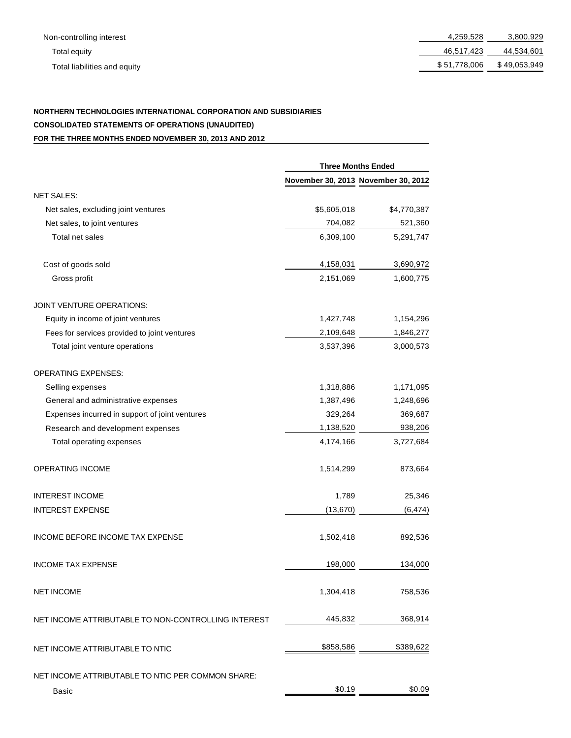| | | |
|---|---|---|
| Non-controlling interest | 4,259,528 | 3,800,929 |
| Total equity | 46,517,423 | 44,534,601 |
| Total liabilities and equity | $ 51,778,006 | $ 49,053,949 |

**NORTHERN TECHNOLOGIES INTERNATIONAL CORPORATION AND SUBSIDIARIES**

**CONSOLIDATED STATEMENTS OF OPERATIONS (UNAUDITED)**

**FOR THE THREE MONTHS ENDED NOVEMBER 30, 2013 AND 2012**

| | Three Months Ended | |
|---|---|---|
| | November 30, 2013 | November 30, 2012 |
| NET SALES: | | |
| Net sales, excluding joint ventures | $5,605,018 | $4,770,387 |
| Net sales, to joint ventures | 704,082 | 521,360 |
| Total net sales | 6,309,100 | 5,291,747 |
| Cost of goods sold | 4,158,031 | 3,690,972 |
| Gross profit | 2,151,069 | 1,600,775 |
| JOINT VENTURE OPERATIONS: | | |
| Equity in income of joint ventures | 1,427,748 | 1,154,296 |
| Fees for services provided to joint ventures | 2,109,648 | 1,846,277 |
| Total joint venture operations | 3,537,396 | 3,000,573 |
| OPERATING EXPENSES: | | |
| Selling expenses | 1,318,886 | 1,171,095 |
| General and administrative expenses | 1,387,496 | 1,248,696 |
| Expenses incurred in support of joint ventures | 329,264 | 369,687 |
| Research and development expenses | 1,138,520 | 938,206 |
| Total operating expenses | 4,174,166 | 3,727,684 |
| OPERATING INCOME | 1,514,299 | 873,664 |
| INTEREST INCOME | 1,789 | 25,346 |
| INTEREST EXPENSE | (13,670) | (6,474) |
| INCOME BEFORE INCOME TAX EXPENSE | 1,502,418 | 892,536 |
| INCOME TAX EXPENSE | 198,000 | 134,000 |
| NET INCOME | 1,304,418 | 758,536 |
| NET INCOME ATTRIBUTABLE TO NON-CONTROLLING INTEREST | 445,832 | 368,914 |
| NET INCOME ATTRIBUTABLE TO NTIC | $858,586 | $389,622 |
| NET INCOME ATTRIBUTABLE TO NTIC PER COMMON SHARE: | | |
| Basic | $0.19 | $0.09 |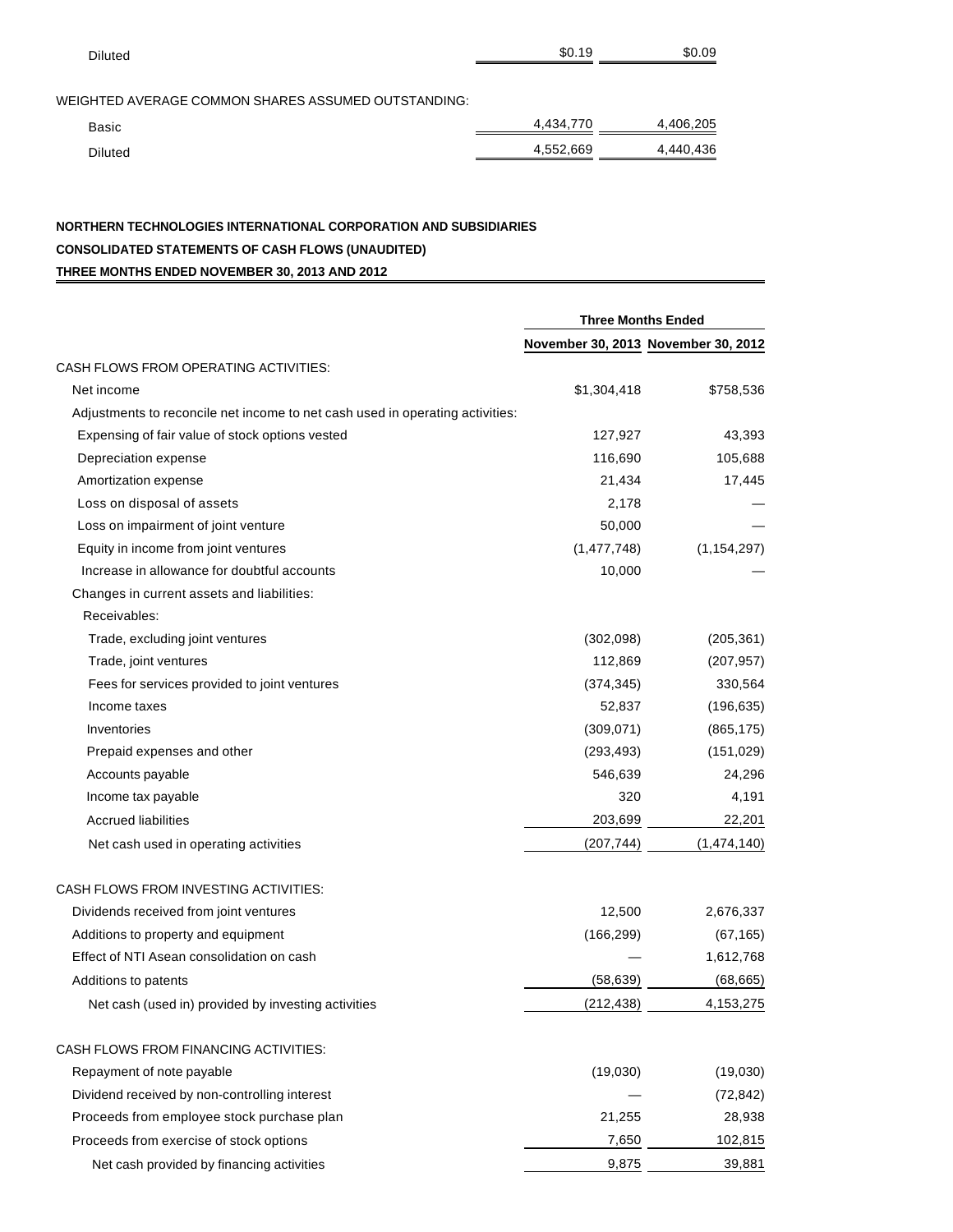| | | |
|---|---|---|
| Diluted | $0.19 | $0.09 |
| | | |
| WEIGHTED AVERAGE COMMON SHARES ASSUMED OUTSTANDING: | | |
| Basic | 4,434,770 | 4,406,205 |
| Diluted | 4,552,669 | 4,440,436 |

**NORTHERN TECHNOLOGIES INTERNATIONAL CORPORATION AND SUBSIDIARIES**

**CONSOLIDATED STATEMENTS OF CASH FLOWS (UNAUDITED)**

**THREE MONTHS ENDED NOVEMBER 30, 2013 AND 2012**

| | Three Months Ended | |
|---|---|---|
| | November 30, 2013 | November 30, 2012 |
| CASH FLOWS FROM OPERATING ACTIVITIES: | | |
| Net income | $1,304,418 | $758,536 |
| Adjustments to reconcile net income to net cash used in operating activities: | | |
| Expensing of fair value of stock options vested | 127,927 | 43,393 |
| Depreciation expense | 116,690 | 105,688 |
| Amortization expense | 21,434 | 17,445 |
| Loss on disposal of assets | 2,178 | — |
| Loss on impairment of joint venture | 50,000 | — |
| Equity in income from joint ventures | (1,477,748) | (1,154,297) |
| Increase in allowance for doubtful accounts | 10,000 | — |
| Changes in current assets and liabilities: | | |
| Receivables: | | |
| Trade, excluding joint ventures | (302,098) | (205,361) |
| Trade, joint ventures | 112,869 | (207,957) |
| Fees for services provided to joint ventures | (374,345) | 330,564 |
| Income taxes | 52,837 | (196,635) |
| Inventories | (309,071) | (865,175) |
| Prepaid expenses and other | (293,493) | (151,029) |
| Accounts payable | 546,639 | 24,296 |
| Income tax payable | 320 | 4,191 |
| Accrued liabilities | 203,699 | 22,201 |
| Net cash used in operating activities | (207,744) | (1,474,140) |
| | | |
| CASH FLOWS FROM INVESTING ACTIVITIES: | | |
| Dividends received from joint ventures | 12,500 | 2,676,337 |
| Additions to property and equipment | (166,299) | (67,165) |
| Effect of NTI Asean consolidation on cash | — | 1,612,768 |
| Additions to patents | (58,639) | (68,665) |
| Net cash (used in) provided by investing activities | (212,438) | 4,153,275 |
| | | |
| CASH FLOWS FROM FINANCING ACTIVITIES: | | |
| Repayment of note payable | (19,030) | (19,030) |
| Dividend received by non-controlling interest | — | (72,842) |
| Proceeds from employee stock purchase plan | 21,255 | 28,938 |
| Proceeds from exercise of stock options | 7,650 | 102,815 |
| Net cash provided by financing activities | 9,875 | 39,881 |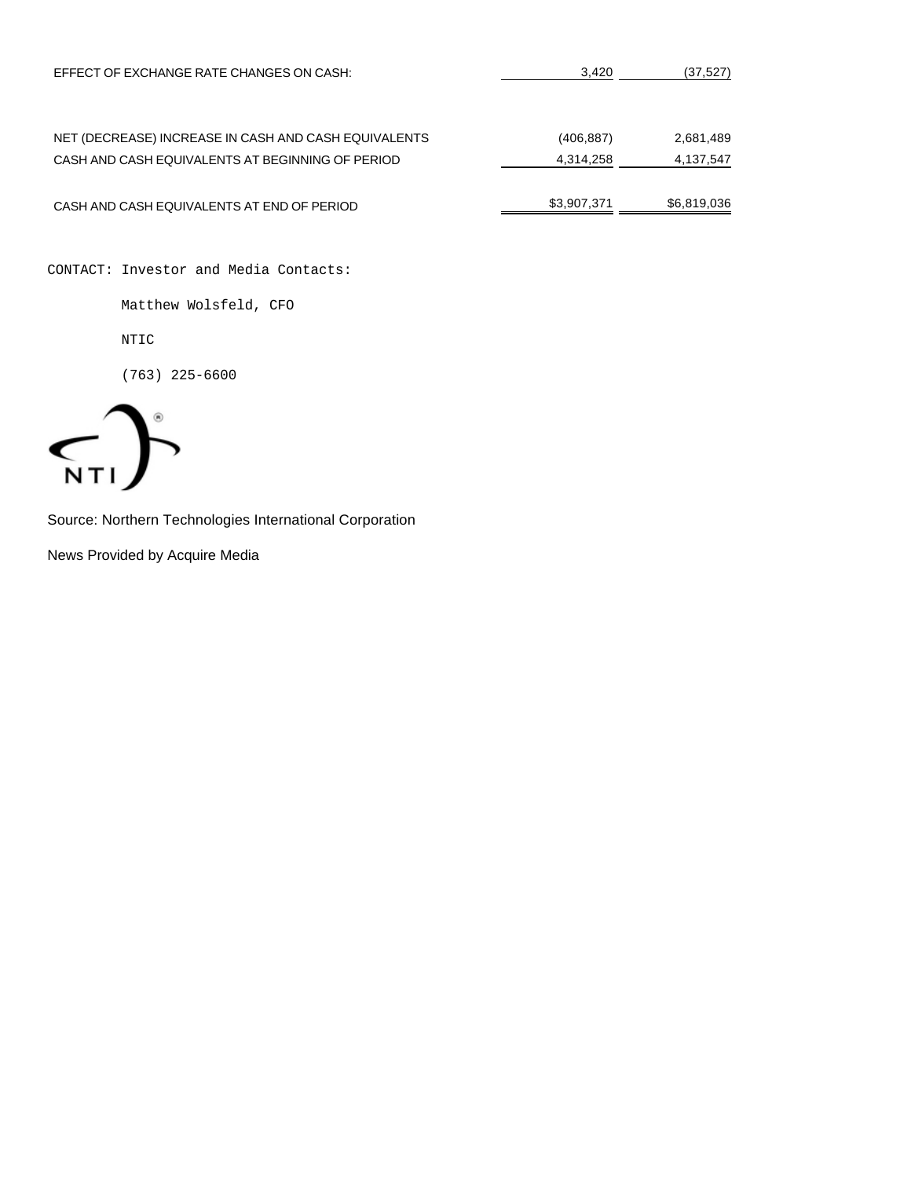| | | |
|---|---|---|
| EFFECT OF EXCHANGE RATE CHANGES ON CASH: | 3,420 | (37,527) |
| NET (DECREASE) INCREASE IN CASH AND CASH EQUIVALENTS | (406,887) | 2,681,489 |
| CASH AND CASH EQUIVALENTS AT BEGINNING OF PERIOD | 4,314,258 | 4,137,547 |
| CASH AND CASH EQUIVALENTS AT END OF PERIOD | $3,907,371 | $6,819,036 |

CONTACT: Investor and Media Contacts:

Matthew Wolsfeld, CFO

NTIC

(763) 225-6600

Source: Northern Technologies International Corporation

News Provided by Acquire Media